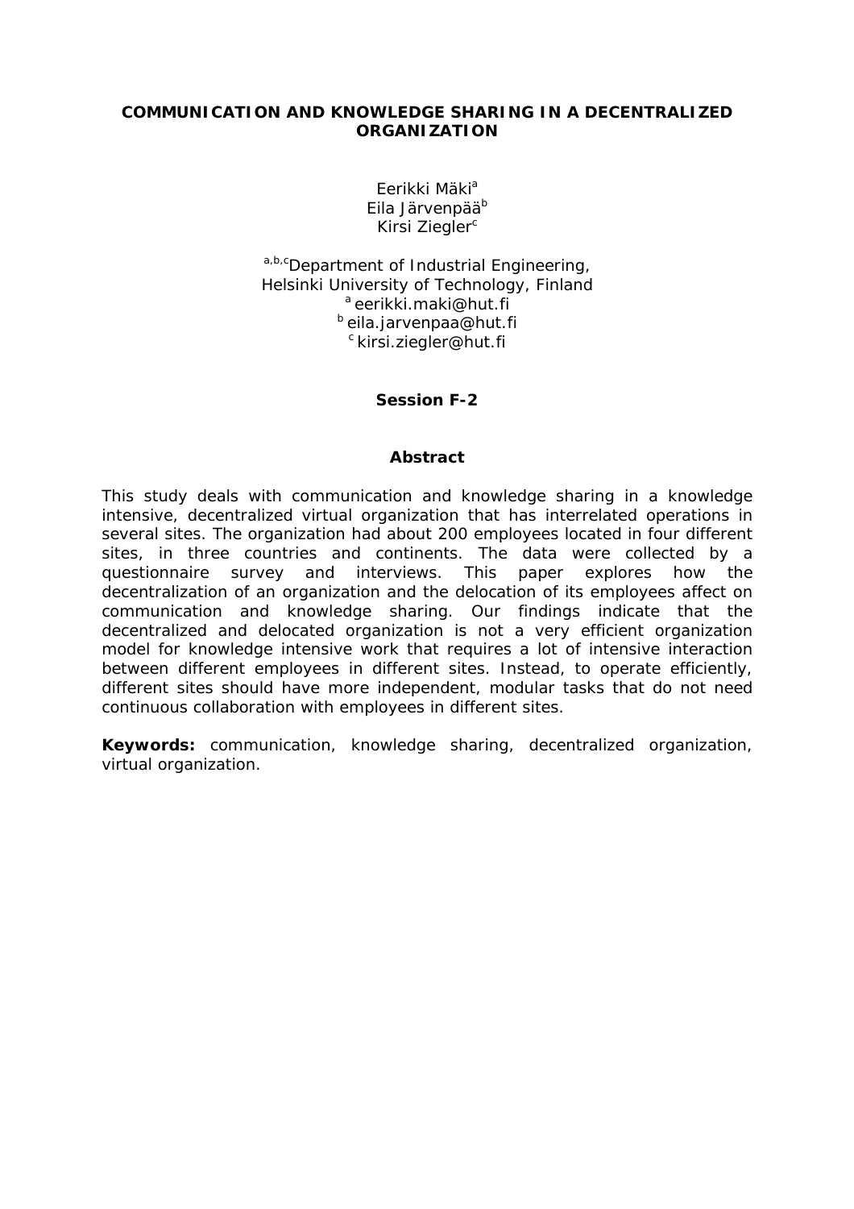# COMMUNICATION AND KNOWLEDGE SHARING IN A DECENTRALIZED ORGANIZATION

Eerikki Mäki[a]
Eila Järvenpää[b]
Kirsi Ziegler[c]

[a,b,c]Department of Industrial Engineering,
Helsinki University of Technology, Finland
[a] eerikki.maki@hut.fi
[b] eila.jarvenpaa@hut.fi
[c] kirsi.ziegler@hut.fi

**Session F-2**

## Abstract

This study deals with communication and knowledge sharing in a knowledge intensive, decentralized virtual organization that has interrelated operations in several sites. The organization had about 200 employees located in four different sites, in three countries and continents. The data were collected by a questionnaire survey and interviews. This paper explores how the decentralization of an organization and the delocation of its employees affect on communication and knowledge sharing. Our findings indicate that the decentralized and delocated organization is not a very efficient organization model for knowledge intensive work that requires a lot of intensive interaction between different employees in different sites. Instead, to operate efficiently, different sites should have more independent, modular tasks that do not need continuous collaboration with employees in different sites.

**Keywords:** communication, knowledge sharing, decentralized organization, virtual organization.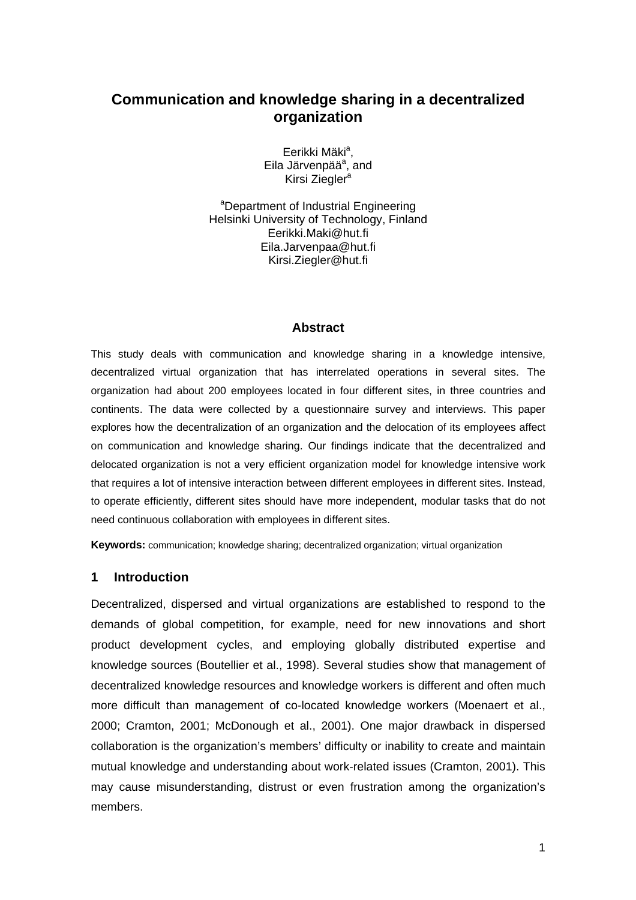# Communication and knowledge sharing in a decentralized organization

Eerikki Mäki[a],
Eila Järvenpää[a], and
Kirsi Ziegler[a]

[a]Department of Industrial Engineering
Helsinki University of Technology, Finland
Eerikki.Maki@hut.fi
Eila.Jarvenpaa@hut.fi
Kirsi.Ziegler@hut.fi

## Abstract

This study deals with communication and knowledge sharing in a knowledge intensive, decentralized virtual organization that has interrelated operations in several sites. The organization had about 200 employees located in four different sites, in three countries and continents. The data were collected by a questionnaire survey and interviews. This paper explores how the decentralization of an organization and the delocation of its employees affect on communication and knowledge sharing. Our findings indicate that the decentralized and delocated organization is not a very efficient organization model for knowledge intensive work that requires a lot of intensive interaction between different employees in different sites. Instead, to operate efficiently, different sites should have more independent, modular tasks that do not need continuous collaboration with employees in different sites.

**Keywords:** communication; knowledge sharing; decentralized organization; virtual organization

## 1 Introduction

Decentralized, dispersed and virtual organizations are established to respond to the demands of global competition, for example, need for new innovations and short product development cycles, and employing globally distributed expertise and knowledge sources (Boutellier et al., 1998). Several studies show that management of decentralized knowledge resources and knowledge workers is different and often much more difficult than management of co-located knowledge workers (Moenaert et al., 2000; Cramton, 2001; McDonough et al., 2001). One major drawback in dispersed collaboration is the organization's members' difficulty or inability to create and maintain mutual knowledge and understanding about work-related issues (Cramton, 2001). This may cause misunderstanding, distrust or even frustration among the organization's members.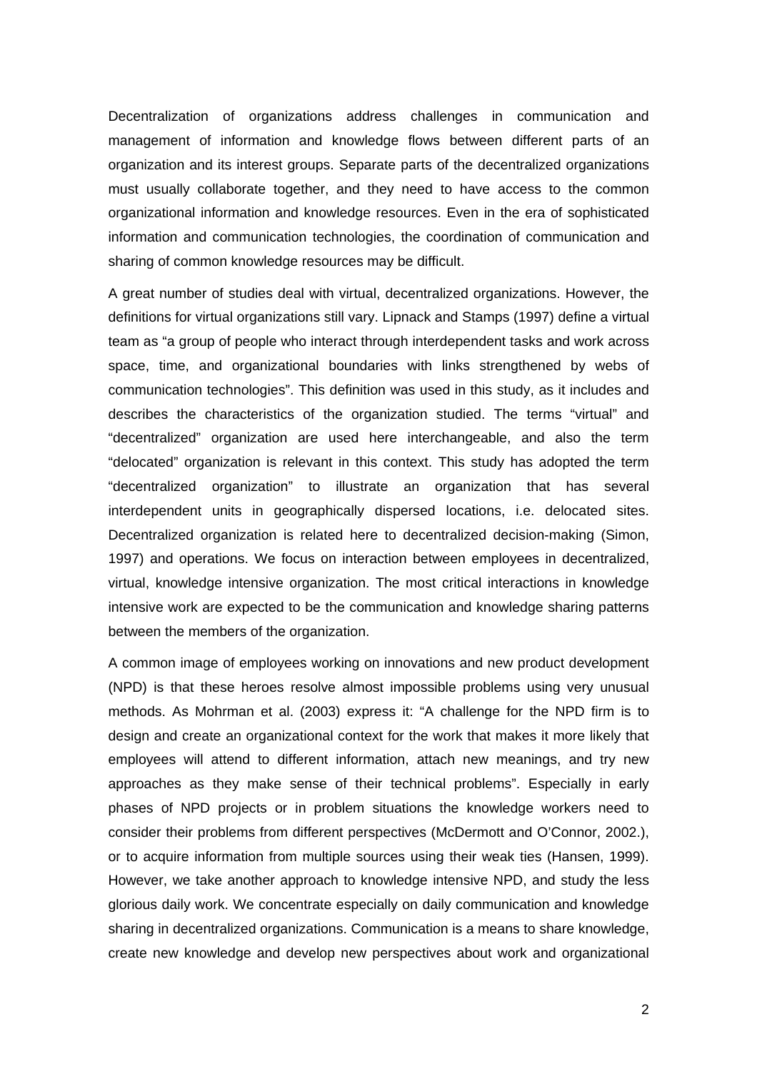Decentralization of organizations address challenges in communication and management of information and knowledge flows between different parts of an organization and its interest groups. Separate parts of the decentralized organizations must usually collaborate together, and they need to have access to the common organizational information and knowledge resources. Even in the era of sophisticated information and communication technologies, the coordination of communication and sharing of common knowledge resources may be difficult.

A great number of studies deal with virtual, decentralized organizations. However, the definitions for virtual organizations still vary. Lipnack and Stamps (1997) define a virtual team as "a group of people who interact through interdependent tasks and work across space, time, and organizational boundaries with links strengthened by webs of communication technologies". This definition was used in this study, as it includes and describes the characteristics of the organization studied. The terms "virtual" and "decentralized" organization are used here interchangeable, and also the term "delocated" organization is relevant in this context. This study has adopted the term "decentralized organization" to illustrate an organization that has several interdependent units in geographically dispersed locations, i.e. delocated sites. Decentralized organization is related here to decentralized decision-making (Simon, 1997) and operations. We focus on interaction between employees in decentralized, virtual, knowledge intensive organization. The most critical interactions in knowledge intensive work are expected to be the communication and knowledge sharing patterns between the members of the organization.

A common image of employees working on innovations and new product development (NPD) is that these heroes resolve almost impossible problems using very unusual methods. As Mohrman et al. (2003) express it: "A challenge for the NPD firm is to design and create an organizational context for the work that makes it more likely that employees will attend to different information, attach new meanings, and try new approaches as they make sense of their technical problems". Especially in early phases of NPD projects or in problem situations the knowledge workers need to consider their problems from different perspectives (McDermott and O'Connor, 2002.), or to acquire information from multiple sources using their weak ties (Hansen, 1999). However, we take another approach to knowledge intensive NPD, and study the less glorious daily work. We concentrate especially on daily communication and knowledge sharing in decentralized organizations. Communication is a means to share knowledge, create new knowledge and develop new perspectives about work and organizational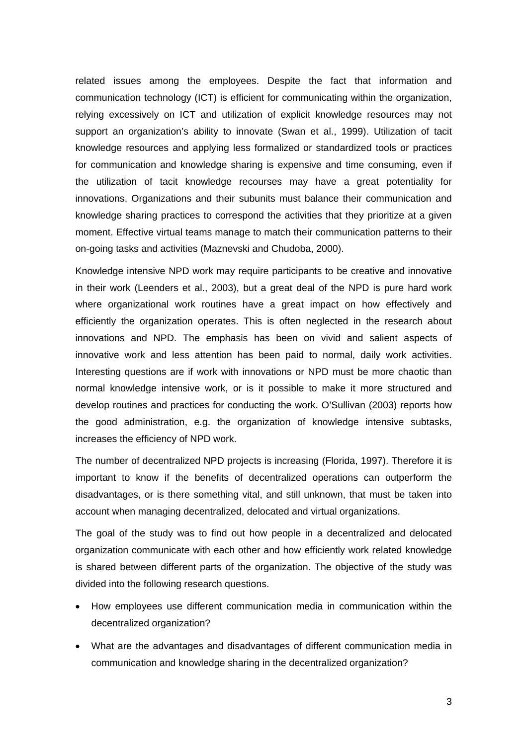related issues among the employees. Despite the fact that information and communication technology (ICT) is efficient for communicating within the organization, relying excessively on ICT and utilization of explicit knowledge resources may not support an organization's ability to innovate (Swan et al., 1999). Utilization of tacit knowledge resources and applying less formalized or standardized tools or practices for communication and knowledge sharing is expensive and time consuming, even if the utilization of tacit knowledge recourses may have a great potentiality for innovations. Organizations and their subunits must balance their communication and knowledge sharing practices to correspond the activities that they prioritize at a given moment. Effective virtual teams manage to match their communication patterns to their on-going tasks and activities (Maznevski and Chudoba, 2000).

Knowledge intensive NPD work may require participants to be creative and innovative in their work (Leenders et al., 2003), but a great deal of the NPD is pure hard work where organizational work routines have a great impact on how effectively and efficiently the organization operates. This is often neglected in the research about innovations and NPD. The emphasis has been on vivid and salient aspects of innovative work and less attention has been paid to normal, daily work activities. Interesting questions are if work with innovations or NPD must be more chaotic than normal knowledge intensive work, or is it possible to make it more structured and develop routines and practices for conducting the work. O'Sullivan (2003) reports how the good administration, e.g. the organization of knowledge intensive subtasks, increases the efficiency of NPD work.

The number of decentralized NPD projects is increasing (Florida, 1997). Therefore it is important to know if the benefits of decentralized operations can outperform the disadvantages, or is there something vital, and still unknown, that must be taken into account when managing decentralized, delocated and virtual organizations.

The goal of the study was to find out how people in a decentralized and delocated organization communicate with each other and how efficiently work related knowledge is shared between different parts of the organization. The objective of the study was divided into the following research questions.

- How employees use different communication media in communication within the decentralized organization?
- What are the advantages and disadvantages of different communication media in communication and knowledge sharing in the decentralized organization?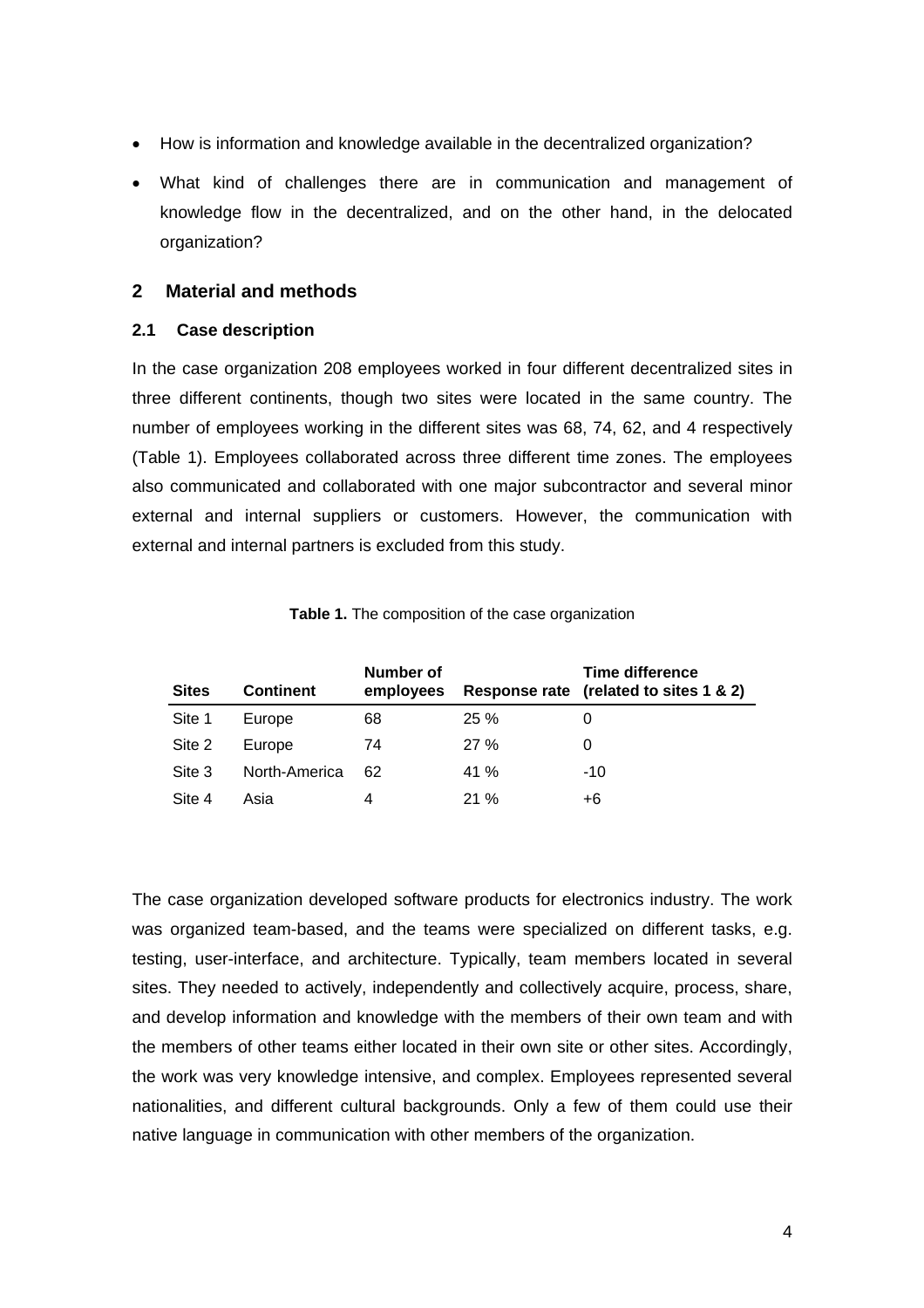- How is information and knowledge available in the decentralized organization?
- What kind of challenges there are in communication and management of knowledge flow in the decentralized, and on the other hand, in the delocated organization?

## 2 Material and methods

### 2.1 Case description

In the case organization 208 employees worked in four different decentralized sites in three different continents, though two sites were located in the same country. The number of employees working in the different sites was 68, 74, 62, and 4 respectively (Table 1). Employees collaborated across three different time zones. The employees also communicated and collaborated with one major subcontractor and several minor external and internal suppliers or customers. However, the communication with external and internal partners is excluded from this study.

**Table 1.** The composition of the case organization

| Sites | Continent | Number of employees | Response rate | Time difference (related to sites 1 & 2) |
|---|---|---|---|---|
| Site 1 | Europe | 68 | 25 % | 0 |
| Site 2 | Europe | 74 | 27 % | 0 |
| Site 3 | North-America | 62 | 41 % | -10 |
| Site 4 | Asia | 4 | 21 % | +6 |

The case organization developed software products for electronics industry. The work was organized team-based, and the teams were specialized on different tasks, e.g. testing, user-interface, and architecture. Typically, team members located in several sites. They needed to actively, independently and collectively acquire, process, share, and develop information and knowledge with the members of their own team and with the members of other teams either located in their own site or other sites. Accordingly, the work was very knowledge intensive, and complex. Employees represented several nationalities, and different cultural backgrounds. Only a few of them could use their native language in communication with other members of the organization.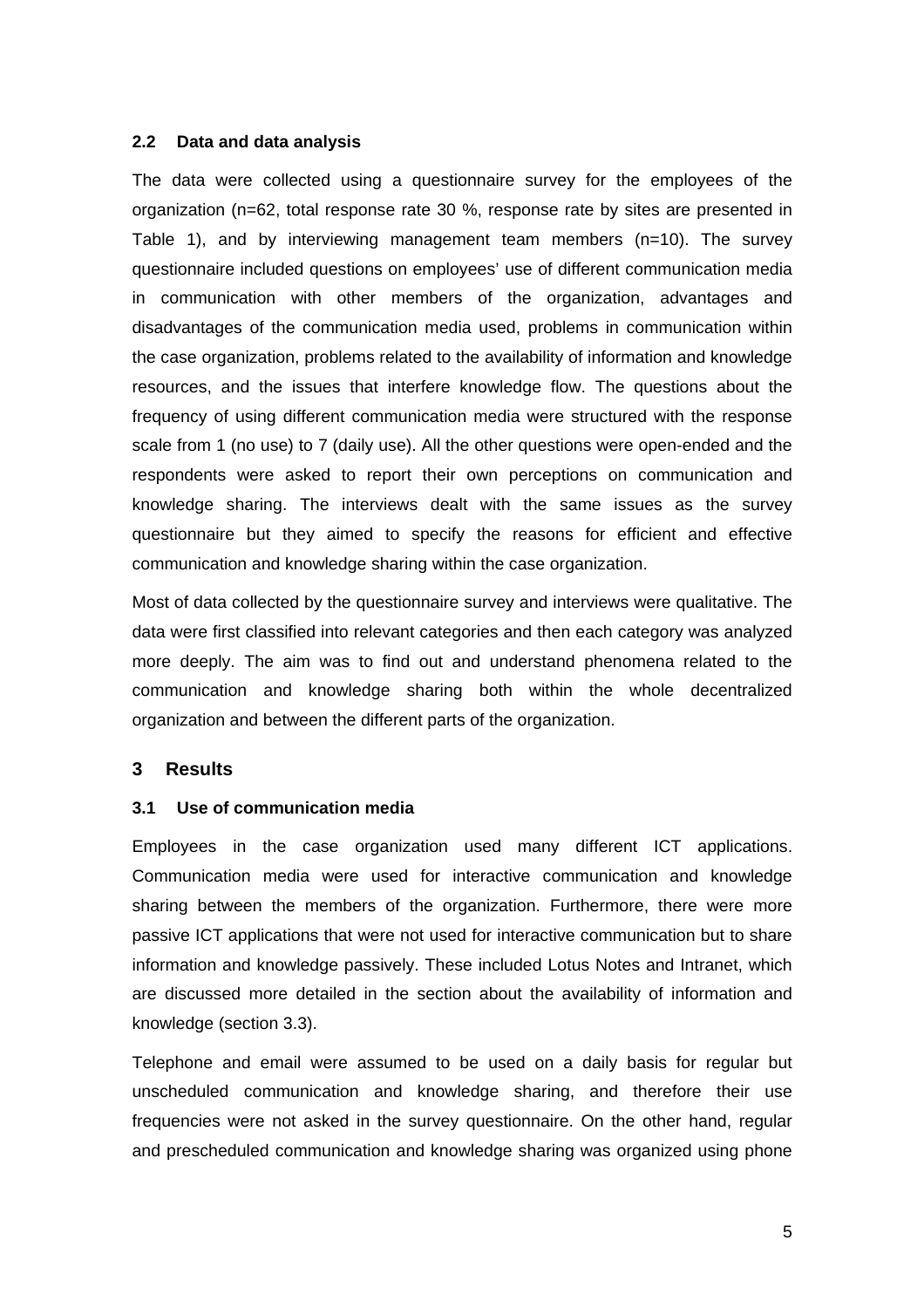### 2.2 Data and data analysis

The data were collected using a questionnaire survey for the employees of the organization (n=62, total response rate 30 %, response rate by sites are presented in Table 1), and by interviewing management team members (n=10). The survey questionnaire included questions on employees' use of different communication media in communication with other members of the organization, advantages and disadvantages of the communication media used, problems in communication within the case organization, problems related to the availability of information and knowledge resources, and the issues that interfere knowledge flow. The questions about the frequency of using different communication media were structured with the response scale from 1 (no use) to 7 (daily use). All the other questions were open-ended and the respondents were asked to report their own perceptions on communication and knowledge sharing. The interviews dealt with the same issues as the survey questionnaire but they aimed to specify the reasons for efficient and effective communication and knowledge sharing within the case organization.

Most of data collected by the questionnaire survey and interviews were qualitative. The data were first classified into relevant categories and then each category was analyzed more deeply. The aim was to find out and understand phenomena related to the communication and knowledge sharing both within the whole decentralized organization and between the different parts of the organization.

## 3 Results

### 3.1 Use of communication media

Employees in the case organization used many different ICT applications. Communication media were used for interactive communication and knowledge sharing between the members of the organization. Furthermore, there were more passive ICT applications that were not used for interactive communication but to share information and knowledge passively. These included Lotus Notes and Intranet, which are discussed more detailed in the section about the availability of information and knowledge (section 3.3).

Telephone and email were assumed to be used on a daily basis for regular but unscheduled communication and knowledge sharing, and therefore their use frequencies were not asked in the survey questionnaire. On the other hand, regular and prescheduled communication and knowledge sharing was organized using phone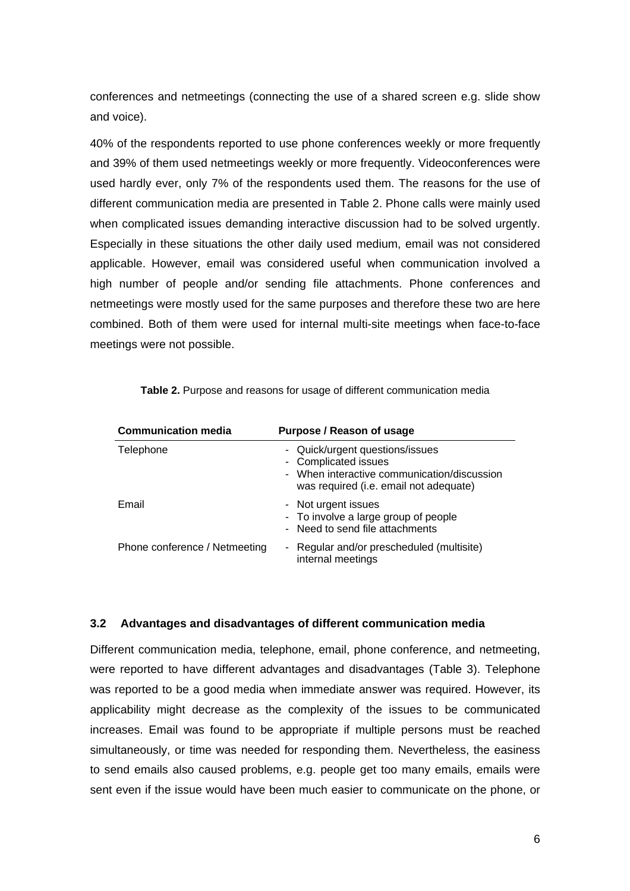conferences and netmeetings (connecting the use of a shared screen e.g. slide show and voice).

40% of the respondents reported to use phone conferences weekly or more frequently and 39% of them used netmeetings weekly or more frequently. Videoconferences were used hardly ever, only 7% of the respondents used them. The reasons for the use of different communication media are presented in Table 2. Phone calls were mainly used when complicated issues demanding interactive discussion had to be solved urgently. Especially in these situations the other daily used medium, email was not considered applicable. However, email was considered useful when communication involved a high number of people and/or sending file attachments. Phone conferences and netmeetings were mostly used for the same purposes and therefore these two are here combined. Both of them were used for internal multi-site meetings when face-to-face meetings were not possible.

**Table 2.** Purpose and reasons for usage of different communication media

| Communication media | Purpose / Reason of usage |
|---|---|
| Telephone | - Quick/urgent questions/issues<br>- Complicated issues<br>- When interactive communication/discussion was required (i.e. email not adequate) |
| Email | - Not urgent issues<br>- To involve a large group of people<br>- Need to send file attachments |
| Phone conference / Netmeeting | - Regular and/or prescheduled (multisite) internal meetings |

### 3.2 Advantages and disadvantages of different communication media

Different communication media, telephone, email, phone conference, and netmeeting, were reported to have different advantages and disadvantages (Table 3). Telephone was reported to be a good media when immediate answer was required. However, its applicability might decrease as the complexity of the issues to be communicated increases. Email was found to be appropriate if multiple persons must be reached simultaneously, or time was needed for responding them. Nevertheless, the easiness to send emails also caused problems, e.g. people get too many emails, emails were sent even if the issue would have been much easier to communicate on the phone, or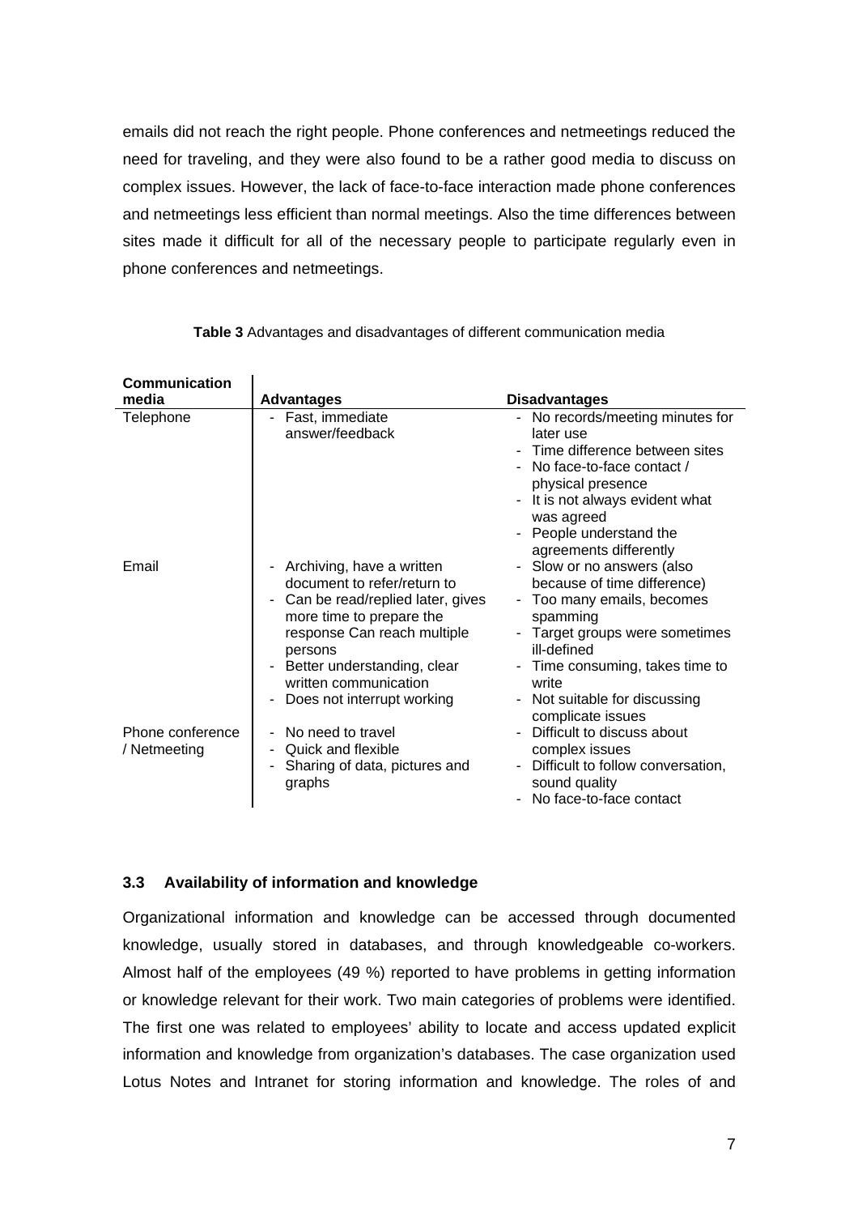emails did not reach the right people. Phone conferences and netmeetings reduced the need for traveling, and they were also found to be a rather good media to discuss on complex issues. However, the lack of face-to-face interaction made phone conferences and netmeetings less efficient than normal meetings. Also the time differences between sites made it difficult for all of the necessary people to participate regularly even in phone conferences and netmeetings.

**Table 3** Advantages and disadvantages of different communication media

| Communication media | Advantages | Disadvantages |
|---|---|---|
| Telephone | - Fast, immediate answer/feedback | - No records/meeting minutes for later use<br>- Time difference between sites<br>- No face-to-face contact / physical presence<br>- It is not always evident what was agreed<br>- People understand the agreements differently |
| Email | - Archiving, have a written document to refer/return to<br>- Can be read/replied later, gives more time to prepare the response Can reach multiple persons<br>- Better understanding, clear written communication<br>- Does not interrupt working | - Slow or no answers (also because of time difference)<br>- Too many emails, becomes spamming<br>- Target groups were sometimes ill-defined<br>- Time consuming, takes time to write<br>- Not suitable for discussing complicate issues |
| Phone conference / Netmeeting | - No need to travel<br>- Quick and flexible<br>- Sharing of data, pictures and graphs | - Difficult to discuss about complex issues<br>- Difficult to follow conversation, sound quality<br>- No face-to-face contact |

### 3.3 Availability of information and knowledge

Organizational information and knowledge can be accessed through documented knowledge, usually stored in databases, and through knowledgeable co-workers. Almost half of the employees (49 %) reported to have problems in getting information or knowledge relevant for their work. Two main categories of problems were identified. The first one was related to employees' ability to locate and access updated explicit information and knowledge from organization's databases. The case organization used Lotus Notes and Intranet for storing information and knowledge. The roles of and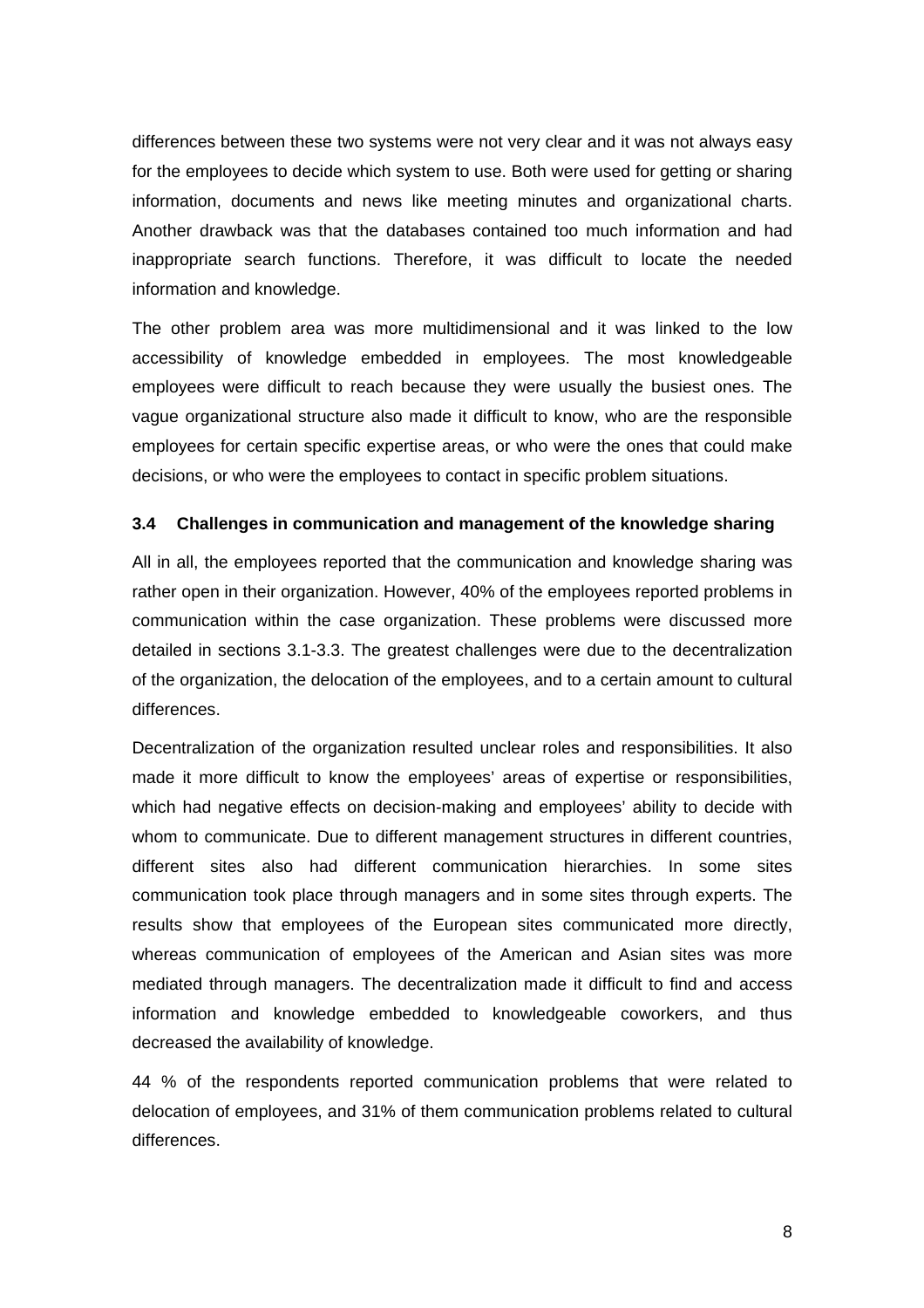differences between these two systems were not very clear and it was not always easy for the employees to decide which system to use. Both were used for getting or sharing information, documents and news like meeting minutes and organizational charts. Another drawback was that the databases contained too much information and had inappropriate search functions. Therefore, it was difficult to locate the needed information and knowledge.

The other problem area was more multidimensional and it was linked to the low accessibility of knowledge embedded in employees. The most knowledgeable employees were difficult to reach because they were usually the busiest ones. The vague organizational structure also made it difficult to know, who are the responsible employees for certain specific expertise areas, or who were the ones that could make decisions, or who were the employees to contact in specific problem situations.

### 3.4 Challenges in communication and management of the knowledge sharing

All in all, the employees reported that the communication and knowledge sharing was rather open in their organization. However, 40% of the employees reported problems in communication within the case organization. These problems were discussed more detailed in sections 3.1-3.3. The greatest challenges were due to the decentralization of the organization, the delocation of the employees, and to a certain amount to cultural differences.

Decentralization of the organization resulted unclear roles and responsibilities. It also made it more difficult to know the employees' areas of expertise or responsibilities, which had negative effects on decision-making and employees' ability to decide with whom to communicate. Due to different management structures in different countries, different sites also had different communication hierarchies. In some sites communication took place through managers and in some sites through experts. The results show that employees of the European sites communicated more directly, whereas communication of employees of the American and Asian sites was more mediated through managers. The decentralization made it difficult to find and access information and knowledge embedded to knowledgeable coworkers, and thus decreased the availability of knowledge.

44 % of the respondents reported communication problems that were related to delocation of employees, and 31% of them communication problems related to cultural differences.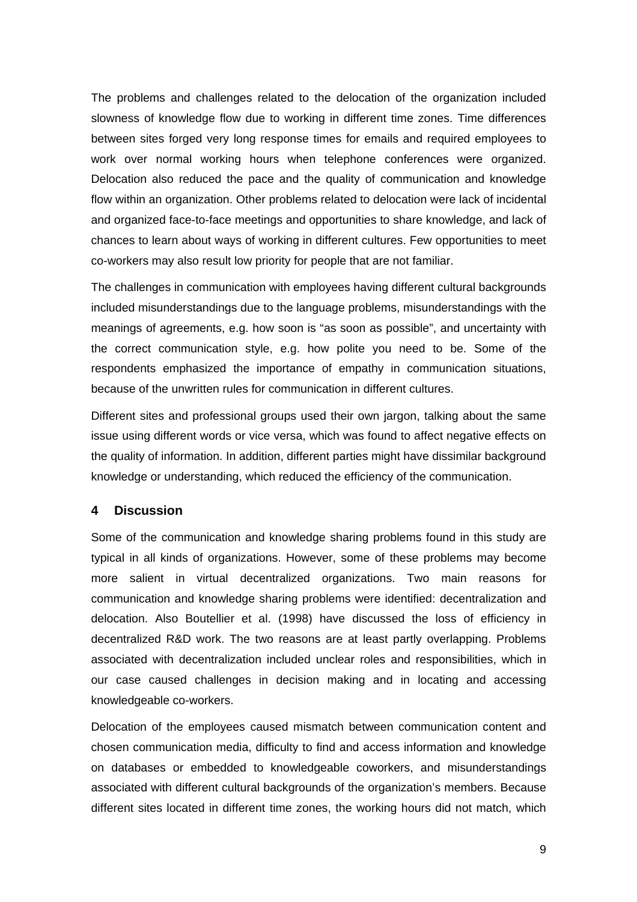The problems and challenges related to the delocation of the organization included slowness of knowledge flow due to working in different time zones. Time differences between sites forged very long response times for emails and required employees to work over normal working hours when telephone conferences were organized. Delocation also reduced the pace and the quality of communication and knowledge flow within an organization. Other problems related to delocation were lack of incidental and organized face-to-face meetings and opportunities to share knowledge, and lack of chances to learn about ways of working in different cultures. Few opportunities to meet co-workers may also result low priority for people that are not familiar.

The challenges in communication with employees having different cultural backgrounds included misunderstandings due to the language problems, misunderstandings with the meanings of agreements, e.g. how soon is "as soon as possible", and uncertainty with the correct communication style, e.g. how polite you need to be. Some of the respondents emphasized the importance of empathy in communication situations, because of the unwritten rules for communication in different cultures.

Different sites and professional groups used their own jargon, talking about the same issue using different words or vice versa, which was found to affect negative effects on the quality of information. In addition, different parties might have dissimilar background knowledge or understanding, which reduced the efficiency of the communication.

## 4 Discussion

Some of the communication and knowledge sharing problems found in this study are typical in all kinds of organizations. However, some of these problems may become more salient in virtual decentralized organizations. Two main reasons for communication and knowledge sharing problems were identified: decentralization and delocation. Also Boutellier et al. (1998) have discussed the loss of efficiency in decentralized R&D work. The two reasons are at least partly overlapping. Problems associated with decentralization included unclear roles and responsibilities, which in our case caused challenges in decision making and in locating and accessing knowledgeable co-workers.

Delocation of the employees caused mismatch between communication content and chosen communication media, difficulty to find and access information and knowledge on databases or embedded to knowledgeable coworkers, and misunderstandings associated with different cultural backgrounds of the organization's members. Because different sites located in different time zones, the working hours did not match, which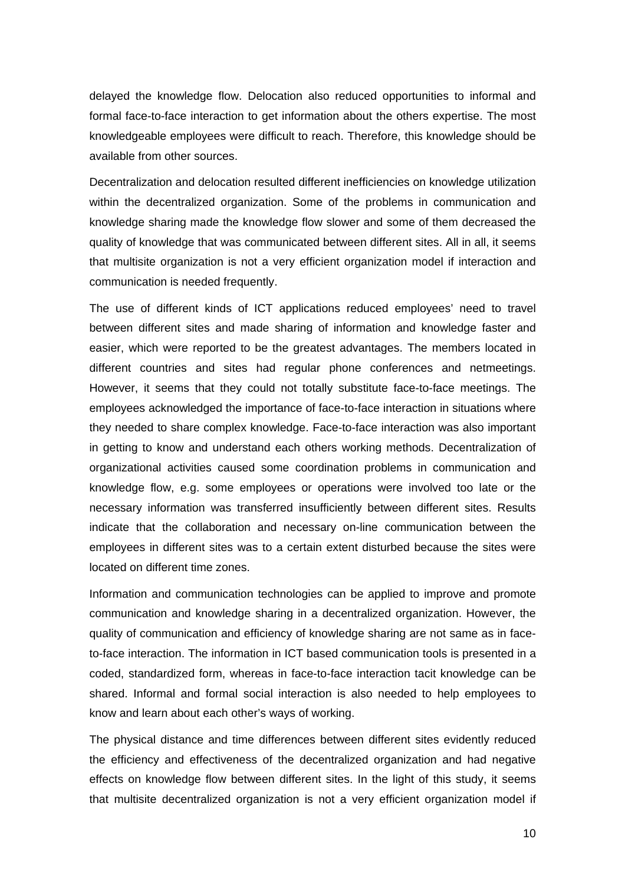delayed the knowledge flow. Delocation also reduced opportunities to informal and formal face-to-face interaction to get information about the others expertise. The most knowledgeable employees were difficult to reach. Therefore, this knowledge should be available from other sources.

Decentralization and delocation resulted different inefficiencies on knowledge utilization within the decentralized organization. Some of the problems in communication and knowledge sharing made the knowledge flow slower and some of them decreased the quality of knowledge that was communicated between different sites. All in all, it seems that multisite organization is not a very efficient organization model if interaction and communication is needed frequently.

The use of different kinds of ICT applications reduced employees' need to travel between different sites and made sharing of information and knowledge faster and easier, which were reported to be the greatest advantages. The members located in different countries and sites had regular phone conferences and netmeetings. However, it seems that they could not totally substitute face-to-face meetings. The employees acknowledged the importance of face-to-face interaction in situations where they needed to share complex knowledge. Face-to-face interaction was also important in getting to know and understand each others working methods. Decentralization of organizational activities caused some coordination problems in communication and knowledge flow, e.g. some employees or operations were involved too late or the necessary information was transferred insufficiently between different sites. Results indicate that the collaboration and necessary on-line communication between the employees in different sites was to a certain extent disturbed because the sites were located on different time zones.

Information and communication technologies can be applied to improve and promote communication and knowledge sharing in a decentralized organization. However, the quality of communication and efficiency of knowledge sharing are not same as in face-to-face interaction. The information in ICT based communication tools is presented in a coded, standardized form, whereas in face-to-face interaction tacit knowledge can be shared. Informal and formal social interaction is also needed to help employees to know and learn about each other's ways of working.

The physical distance and time differences between different sites evidently reduced the efficiency and effectiveness of the decentralized organization and had negative effects on knowledge flow between different sites. In the light of this study, it seems that multisite decentralized organization is not a very efficient organization model if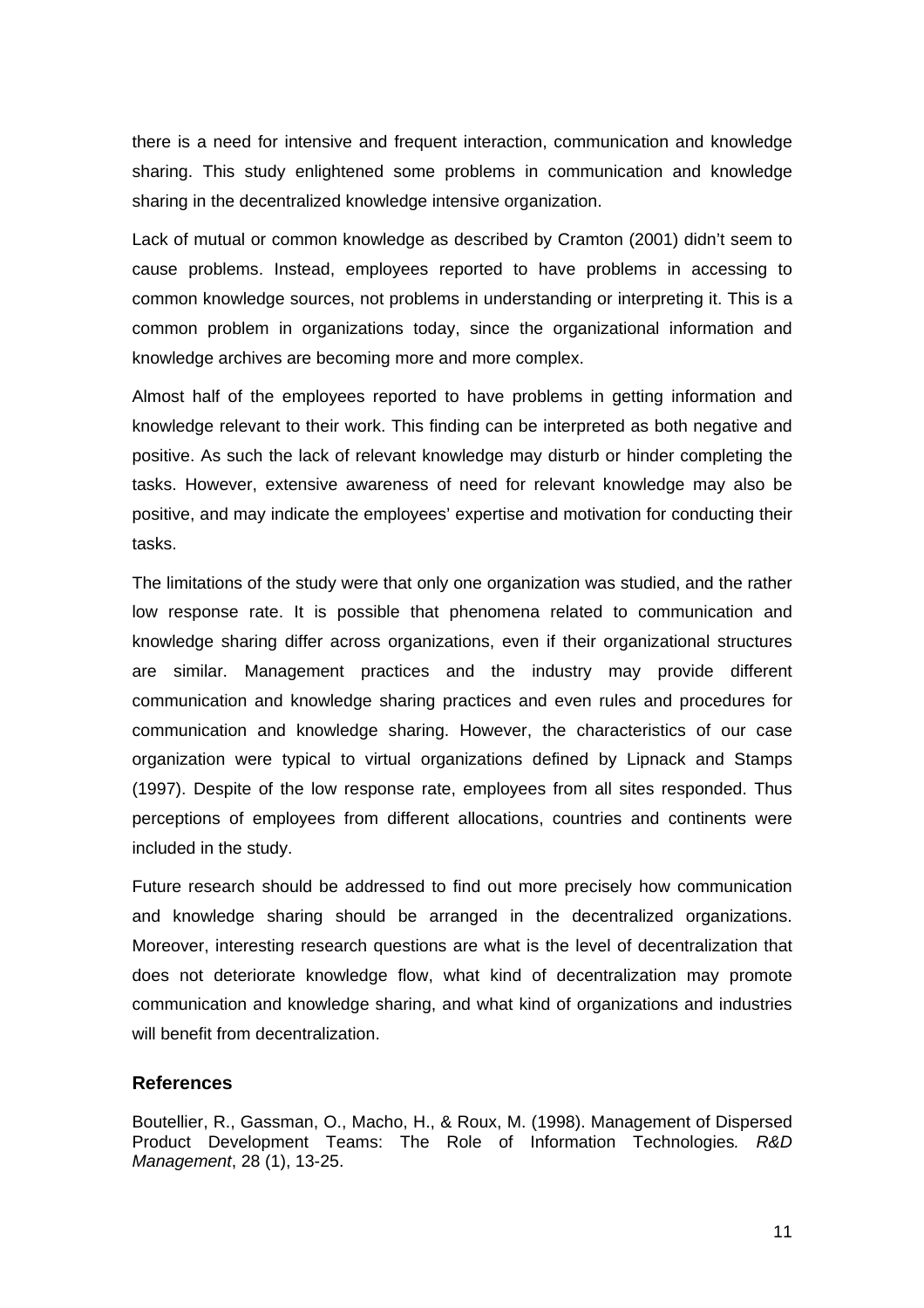there is a need for intensive and frequent interaction, communication and knowledge sharing. This study enlightened some problems in communication and knowledge sharing in the decentralized knowledge intensive organization.

Lack of mutual or common knowledge as described by Cramton (2001) didn't seem to cause problems. Instead, employees reported to have problems in accessing to common knowledge sources, not problems in understanding or interpreting it. This is a common problem in organizations today, since the organizational information and knowledge archives are becoming more and more complex.

Almost half of the employees reported to have problems in getting information and knowledge relevant to their work. This finding can be interpreted as both negative and positive. As such the lack of relevant knowledge may disturb or hinder completing the tasks. However, extensive awareness of need for relevant knowledge may also be positive, and may indicate the employees' expertise and motivation for conducting their tasks.

The limitations of the study were that only one organization was studied, and the rather low response rate. It is possible that phenomena related to communication and knowledge sharing differ across organizations, even if their organizational structures are similar. Management practices and the industry may provide different communication and knowledge sharing practices and even rules and procedures for communication and knowledge sharing. However, the characteristics of our case organization were typical to virtual organizations defined by Lipnack and Stamps (1997). Despite of the low response rate, employees from all sites responded. Thus perceptions of employees from different allocations, countries and continents were included in the study.

Future research should be addressed to find out more precisely how communication and knowledge sharing should be arranged in the decentralized organizations. Moreover, interesting research questions are what is the level of decentralization that does not deteriorate knowledge flow, what kind of decentralization may promote communication and knowledge sharing, and what kind of organizations and industries will benefit from decentralization.

## References

Boutellier, R., Gassman, O., Macho, H., & Roux, M. (1998). Management of Dispersed Product Development Teams: The Role of Information Technologies. *R&D Management*, 28 (1), 13-25.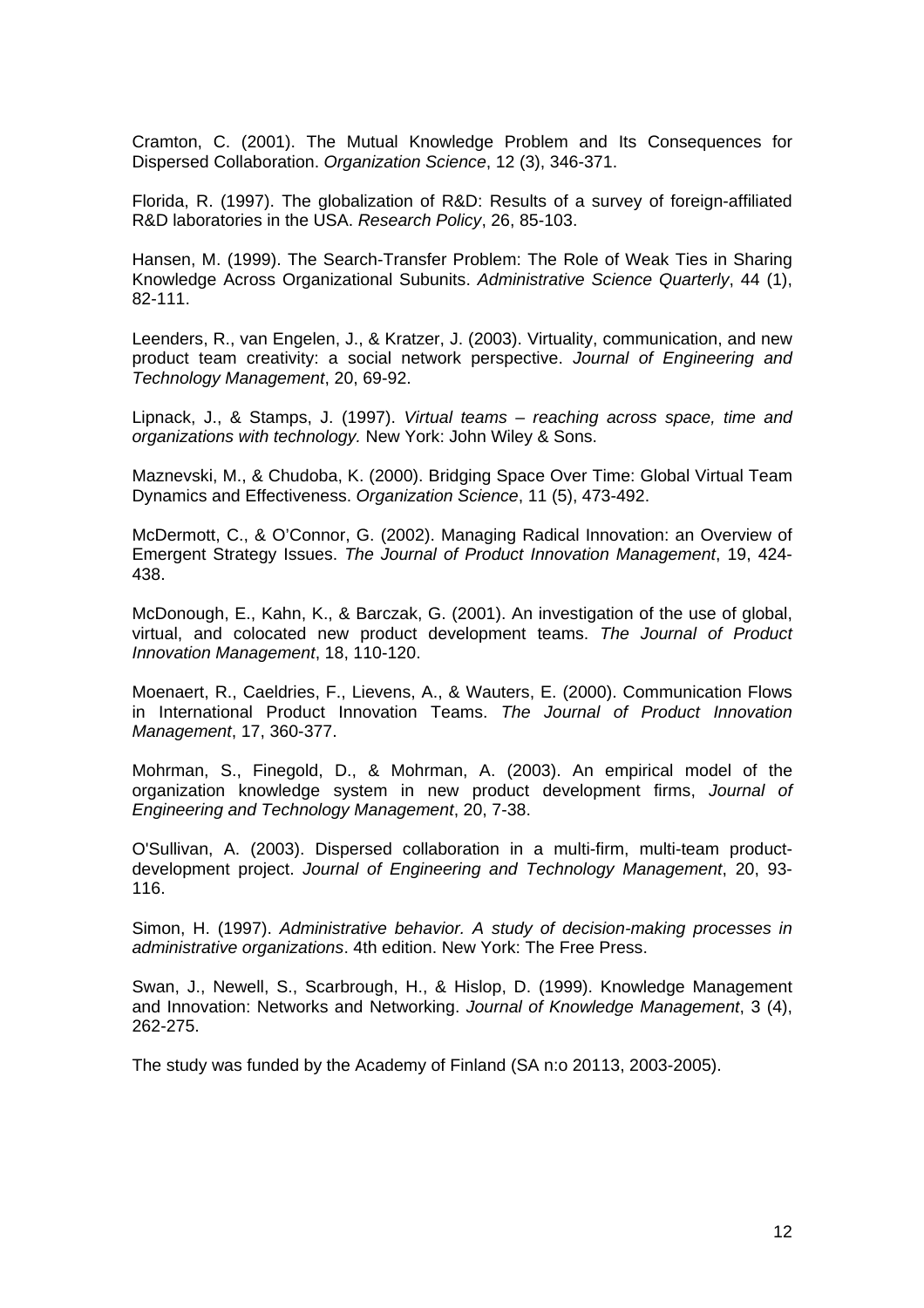Cramton, C. (2001). The Mutual Knowledge Problem and Its Consequences for Dispersed Collaboration. *Organization Science*, 12 (3), 346-371.

Florida, R. (1997). The globalization of R&D: Results of a survey of foreign-affiliated R&D laboratories in the USA. *Research Policy*, 26, 85-103.

Hansen, M. (1999). The Search-Transfer Problem: The Role of Weak Ties in Sharing Knowledge Across Organizational Subunits. *Administrative Science Quarterly*, 44 (1), 82-111.

Leenders, R., van Engelen, J., & Kratzer, J. (2003). Virtuality, communication, and new product team creativity: a social network perspective. *Journal of Engineering and Technology Management*, 20, 69-92.

Lipnack, J., & Stamps, J. (1997). *Virtual teams – reaching across space, time and organizations with technology.* New York: John Wiley & Sons.

Maznevski, M., & Chudoba, K. (2000). Bridging Space Over Time: Global Virtual Team Dynamics and Effectiveness. *Organization Science*, 11 (5), 473-492.

McDermott, C., & O'Connor, G. (2002). Managing Radical Innovation: an Overview of Emergent Strategy Issues. *The Journal of Product Innovation Management*, 19, 424-438.

McDonough, E., Kahn, K., & Barczak, G. (2001). An investigation of the use of global, virtual, and colocated new product development teams. *The Journal of Product Innovation Management*, 18, 110-120.

Moenaert, R., Caeldries, F., Lievens, A., & Wauters, E. (2000). Communication Flows in International Product Innovation Teams. *The Journal of Product Innovation Management*, 17, 360-377.

Mohrman, S., Finegold, D., & Mohrman, A. (2003). An empirical model of the organization knowledge system in new product development firms, *Journal of Engineering and Technology Management*, 20, 7-38.

O'Sullivan, A. (2003). Dispersed collaboration in a multi-firm, multi-team product-development project. *Journal of Engineering and Technology Management*, 20, 93-116.

Simon, H. (1997). *Administrative behavior. A study of decision-making processes in administrative organizations*. 4th edition. New York: The Free Press.

Swan, J., Newell, S., Scarbrough, H., & Hislop, D. (1999). Knowledge Management and Innovation: Networks and Networking. *Journal of Knowledge Management*, 3 (4), 262-275.

The study was funded by the Academy of Finland (SA n:o 20113, 2003-2005).